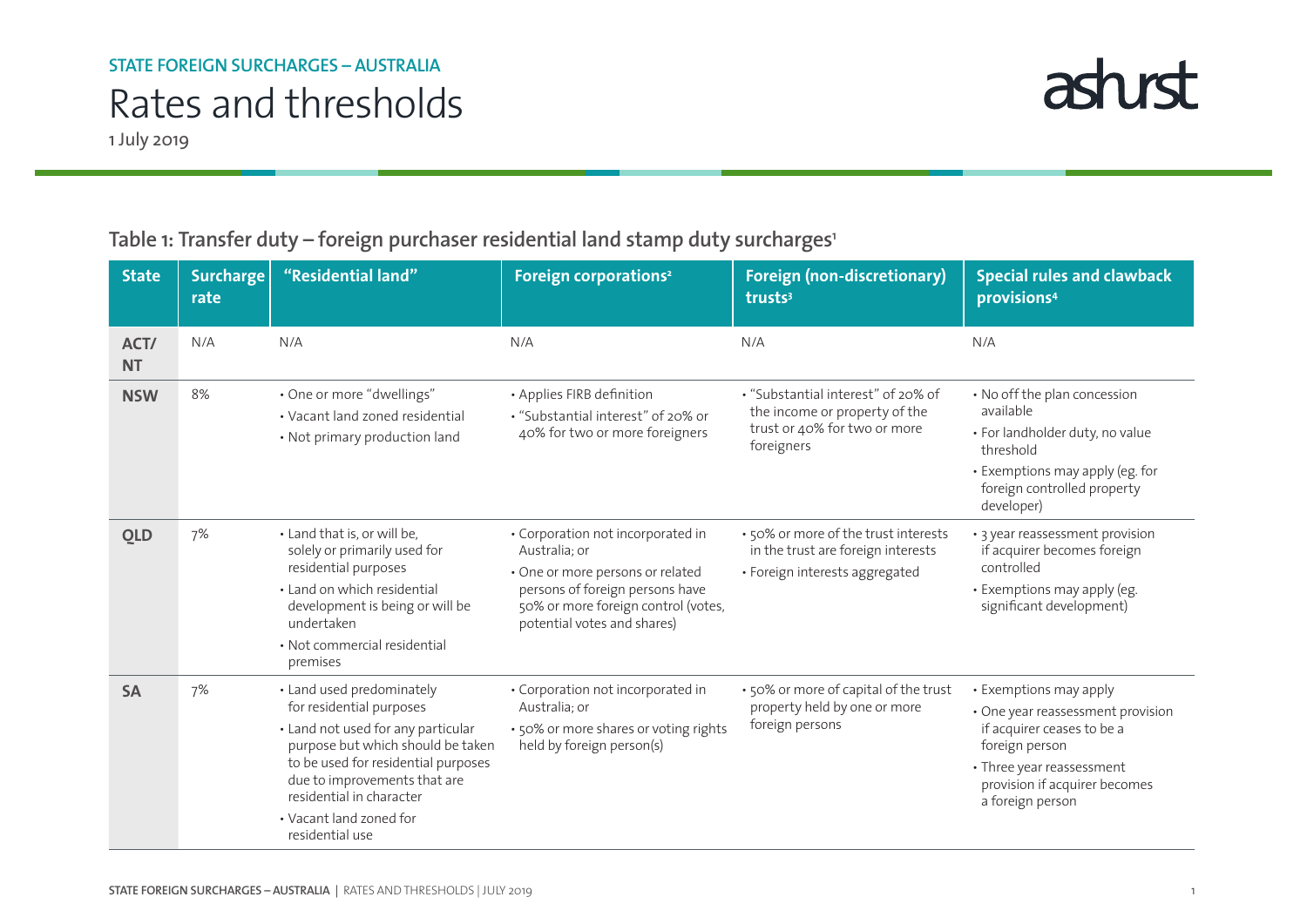STATE FOREIGN SURCHARGES – AUSTRALIA

# Rates and thresholds

1 July 2019

## Table 1: Transfer duty – foreign purchaser residential land stamp duty surcharges[1]

| State | Surcharge rate | "Residential land" | Foreign corporations[2] | Foreign (non-discretionary) trusts[3] | Special rules and clawback provisions[4] |
|---|---|---|---|---|---|
| ACT/NT | N/A | N/A | N/A | N/A | N/A |
| NSW | 8% | • One or more "dwellings"<br>• Vacant land zoned residential<br>• Not primary production land | • Applies FIRB definition<br>• "Substantial interest" of 20% or 40% for two or more foreigners | • "Substantial interest" of 20% of the income or property of the trust or 40% for two or more foreigners | • No off the plan concession available<br>• For landholder duty, no value threshold<br>• Exemptions may apply (eg. for foreign controlled property developer) |
| QLD | 7% | • Land that is, or will be, solely or primarily used for residential purposes<br>• Land on which residential development is being or will be undertaken<br>• Not commercial residential premises | • Corporation not incorporated in Australia; or<br>• One or more persons or related persons of foreign persons have 50% or more foreign control (votes, potential votes and shares) | • 50% or more of the trust interests in the trust are foreign interests<br>• Foreign interests aggregated | • 3 year reassessment provision if acquirer becomes foreign controlled<br>• Exemptions may apply (eg. significant development) |
| SA | 7% | • Land used predominately for residential purposes<br>• Land not used for any particular purpose but which should be taken to be used for residential purposes due to improvements that are residential in character<br>• Vacant land zoned for residential use | • Corporation not incorporated in Australia; or<br>• 50% or more shares or voting rights held by foreign person(s) | • 50% or more of capital of the trust property held by one or more foreign persons | • Exemptions may apply<br>• One year reassessment provision if acquirer ceases to be a foreign person<br>• Three year reassessment provision if acquirer becomes a foreign person |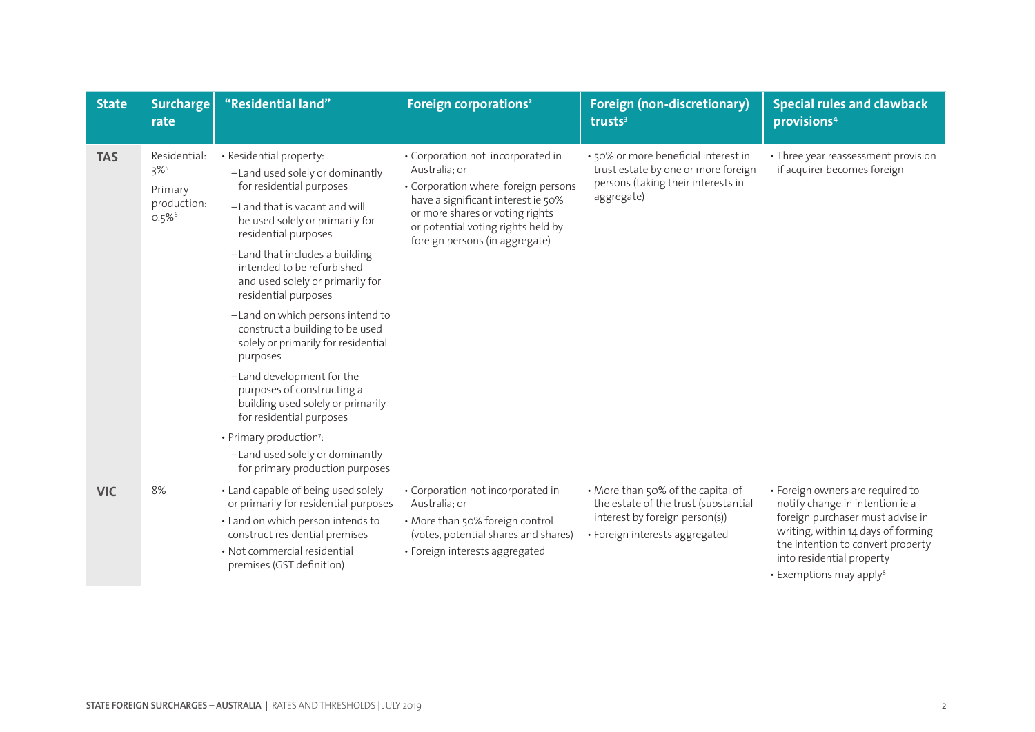| State | Surcharge rate | "Residential land" | Foreign corporations[2] | Foreign (non-discretionary) trusts[3] | Special rules and clawback provisions[4] |
|---|---|---|---|---|---|
| TAS | Residential: 3%[5]<br>Primary production: 0.5%[6] | • Residential property:<br>– Land used solely or dominantly for residential purposes<br>– Land that is vacant and will be used solely or primarily for residential purposes<br>– Land that includes a building intended to be refurbished and used solely or primarily for residential purposes<br>– Land on which persons intend to construct a building to be used solely or primarily for residential purposes<br>– Land development for the purposes of constructing a building used solely or primarily for residential purposes<br>• Primary production[7]:<br>– Land used solely or dominantly for primary production purposes | • Corporation not incorporated in Australia; or<br>• Corporation where foreign persons have a significant interest ie 50% or more shares or voting rights or potential voting rights held by foreign persons (in aggregate) | • 50% or more beneficial interest in trust estate by one or more foreign persons (taking their interests in aggregate) | • Three year reassessment provision if acquirer becomes foreign |
| VIC | 8% | • Land capable of being used solely or primarily for residential purposes<br>• Land on which person intends to construct residential premises<br>• Not commercial residential premises (GST definition) | • Corporation not incorporated in Australia; or<br>• More than 50% foreign control (votes, potential shares and shares)<br>• Foreign interests aggregated | • More than 50% of the capital of the estate of the trust (substantial interest by foreign person(s))<br>• Foreign interests aggregated | • Foreign owners are required to notify change in intention ie a foreign purchaser must advise in writing, within 14 days of forming the intention to convert property into residential property<br>• Exemptions may apply[8] |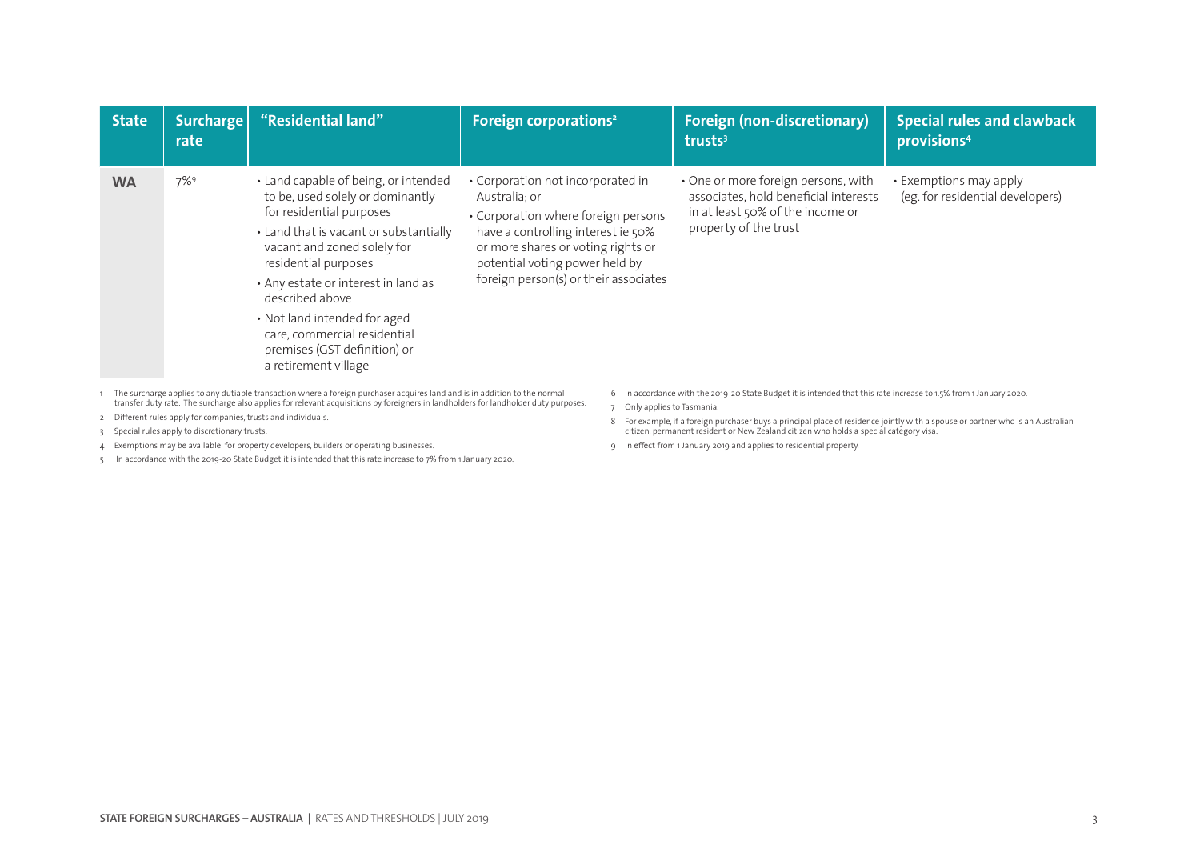| State | Surcharge rate | "Residential land" | Foreign corporations[2] | Foreign (non-discretionary) trusts[3] | Special rules and clawback provisions[4] |
|---|---|---|---|---|---|
| **WA** | 7%[9] | • Land capable of being, or intended to be, used solely or dominantly for residential purposes<br>• Land that is vacant or substantially vacant and zoned solely for residential purposes<br>• Any estate or interest in land as described above<br>• Not land intended for aged care, commercial residential premises (GST definition) or a retirement village | • Corporation not incorporated in Australia; or<br>• Corporation where foreign persons have a controlling interest ie 50% or more shares or voting rights or potential voting power held by foreign person(s) or their associates | • One or more foreign persons, with associates, hold beneficial interests in at least 50% of the income or property of the trust | • Exemptions may apply (eg. for residential developers) |

1 The surcharge applies to any dutiable transaction where a foreign purchaser acquires land and is in addition to the normal transfer duty rate. The surcharge also applies for relevant acquisitions by foreigners in landholders for landholder duty purposes.

2 Different rules apply for companies, trusts and individuals.

3 Special rules apply to discretionary trusts.

4 Exemptions may be available for property developers, builders or operating businesses.

5 In accordance with the 2019-20 State Budget it is intended that this rate increase to 7% from 1 January 2020.

6 In accordance with the 2019-20 State Budget it is intended that this rate increase to 1.5% from 1 January 2020.

7 Only applies to Tasmania.

8 For example, if a foreign purchaser buys a principal place of residence jointly with a spouse or partner who is an Australian citizen, permanent resident or New Zealand citizen who holds a special category visa.

9 In effect from 1 January 2019 and applies to residential property.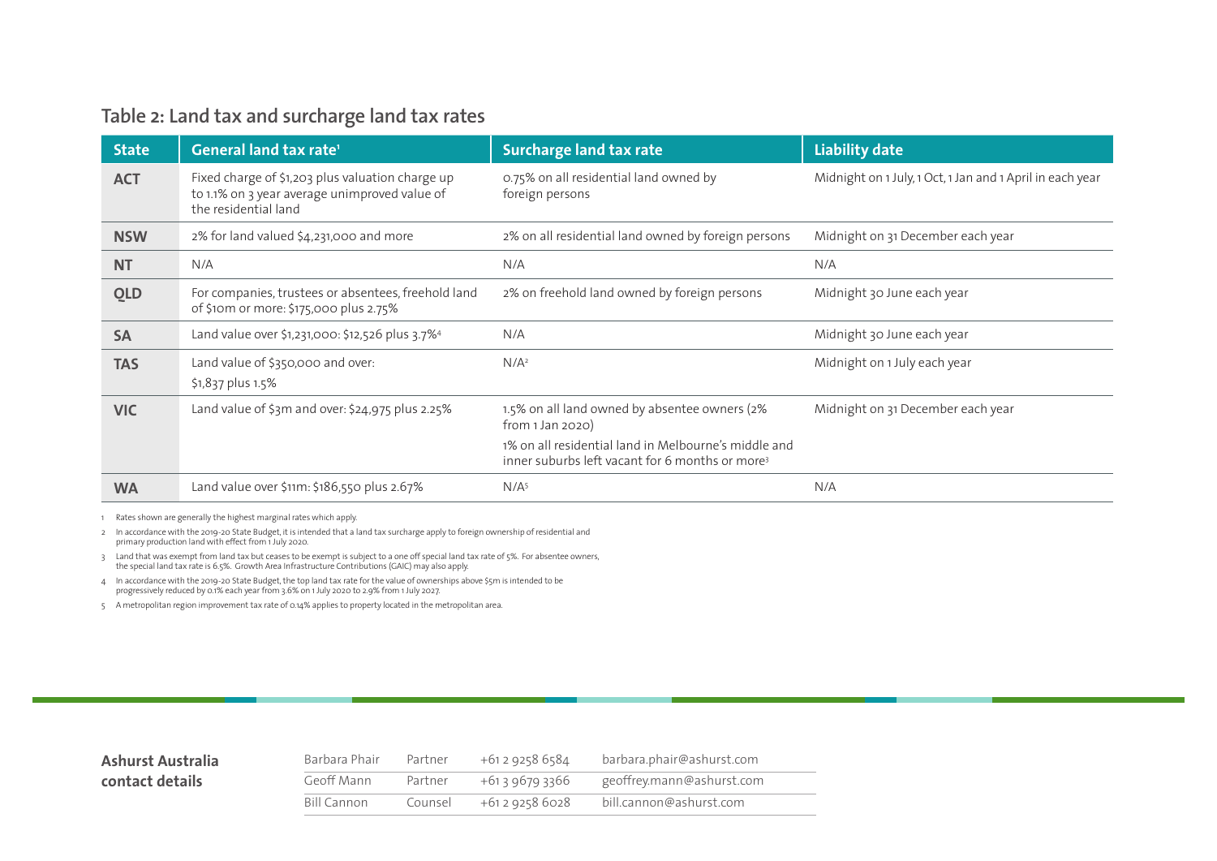## Table 2: Land tax and surcharge land tax rates

| State | General land tax rate[1] | Surcharge land tax rate | Liability date |
|---|---|---|---|
| **ACT** | Fixed charge of $1,203 plus valuation charge up to 1.1% on 3 year average unimproved value of the residential land | 0.75% on all residential land owned by foreign persons | Midnight on 1 July, 1 Oct, 1 Jan and 1 April in each year |
| **NSW** | 2% for land valued $4,231,000 and more | 2% on all residential land owned by foreign persons | Midnight on 31 December each year |
| **NT** | N/A | N/A | N/A |
| **QLD** | For companies, trustees or absentees, freehold land of $10m or more: $175,000 plus 2.75% | 2% on freehold land owned by foreign persons | Midnight 30 June each year |
| **SA** | Land value over $1,231,000: $12,526 plus 3.7%[4] | N/A | Midnight 30 June each year |
| **TAS** | Land value of $350,000 and over: $1,837 plus 1.5% | N/A[2] | Midnight on 1 July each year |
| **VIC** | Land value of $3m and over: $24,975 plus 2.25% | 1.5% on all land owned by absentee owners (2% from 1 Jan 2020) 1% on all residential land in Melbourne's middle and inner suburbs left vacant for 6 months or more[3] | Midnight on 31 December each year |
| **WA** | Land value over $11m: $186,550 plus 2.67% | N/A[5] | N/A |

1 Rates shown are generally the highest marginal rates which apply.

2 In accordance with the 2019-20 State Budget, it is intended that a land tax surcharge apply to foreign ownership of residential and primary production land with effect from 1 July 2020.

3 Land that was exempt from land tax but ceases to be exempt is subject to a one off special land tax rate of 5%. For absentee owners, the special land tax rate is 6.5%. Growth Area Infrastructure Contributions (GAIC) may also apply.

4 In accordance with the 2019-20 State Budget, the top land tax rate for the value of ownerships above $5m is intended to be progressively reduced by 0.1% each year from 3.6% on 1 July 2020 to 2.9% from 1 July 2027.

5 A metropolitan region improvement tax rate of 0.14% applies to property located in the metropolitan area.

**Ashurst Australia contact details**

| | | | |
|---|---|---|---|
| Barbara Phair | Partner | +61 2 9258 6584 | barbara.phair@ashurst.com |
| Geoff Mann | Partner | +61 3 9679 3366 | geoffrey.mann@ashurst.com |
| Bill Cannon | Counsel | +61 2 9258 6028 | bill.cannon@ashurst.com |